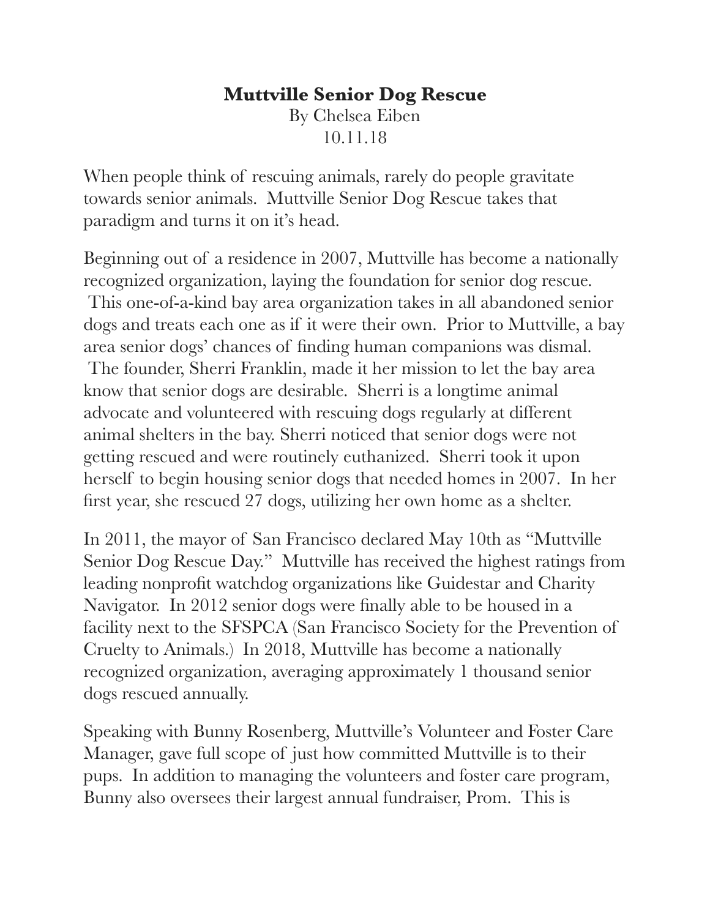# **Muttville Senior Dog Rescue**

By Chelsea Eiben
10.11.18

When people think of rescuing animals, rarely do people gravitate towards senior animals. Muttville Senior Dog Rescue takes that paradigm and turns it on it's head.

Beginning out of a residence in 2007, Muttville has become a nationally recognized organization, laying the foundation for senior dog rescue. This one-of-a-kind bay area organization takes in all abandoned senior dogs and treats each one as if it were their own. Prior to Muttville, a bay area senior dogs' chances of finding human companions was dismal. The founder, Sherri Franklin, made it her mission to let the bay area know that senior dogs are desirable. Sherri is a longtime animal advocate and volunteered with rescuing dogs regularly at different animal shelters in the bay. Sherri noticed that senior dogs were not getting rescued and were routinely euthanized. Sherri took it upon herself to begin housing senior dogs that needed homes in 2007. In her first year, she rescued 27 dogs, utilizing her own home as a shelter.

In 2011, the mayor of San Francisco declared May 10th as "Muttville Senior Dog Rescue Day." Muttville has received the highest ratings from leading nonprofit watchdog organizations like Guidestar and Charity Navigator. In 2012 senior dogs were finally able to be housed in a facility next to the SFSPCA (San Francisco Society for the Prevention of Cruelty to Animals.) In 2018, Muttville has become a nationally recognized organization, averaging approximately 1 thousand senior dogs rescued annually.

Speaking with Bunny Rosenberg, Muttville's Volunteer and Foster Care Manager, gave full scope of just how committed Muttville is to their pups. In addition to managing the volunteers and foster care program, Bunny also oversees their largest annual fundraiser, Prom. This is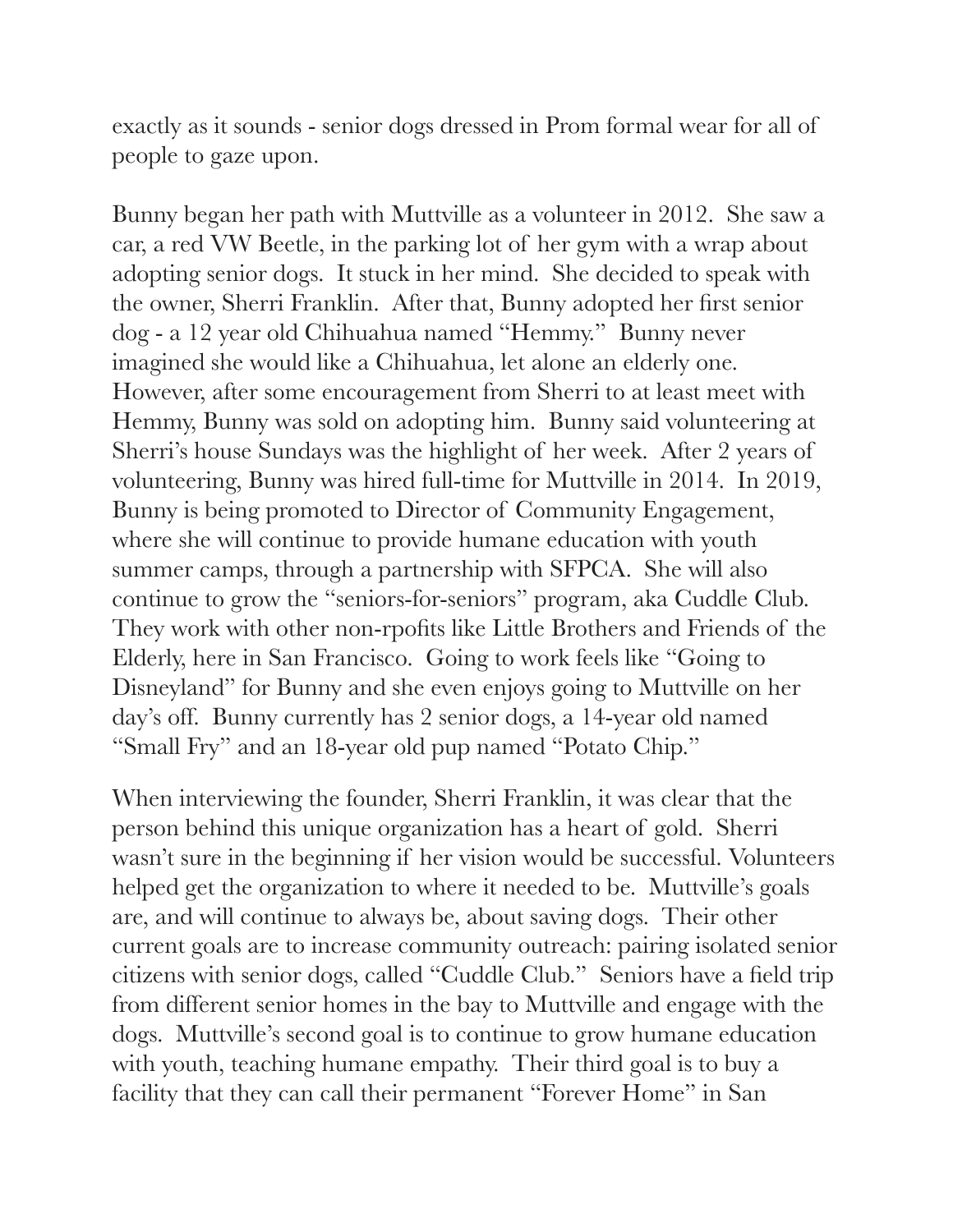exactly as it sounds - senior dogs dressed in Prom formal wear for all of people to gaze upon.

Bunny began her path with Muttville as a volunteer in 2012. She saw a car, a red VW Beetle, in the parking lot of her gym with a wrap about adopting senior dogs. It stuck in her mind. She decided to speak with the owner, Sherri Franklin. After that, Bunny adopted her first senior dog - a 12 year old Chihuahua named "Hemmy." Bunny never imagined she would like a Chihuahua, let alone an elderly one. However, after some encouragement from Sherri to at least meet with Hemmy, Bunny was sold on adopting him. Bunny said volunteering at Sherri's house Sundays was the highlight of her week. After 2 years of volunteering, Bunny was hired full-time for Muttville in 2014. In 2019, Bunny is being promoted to Director of Community Engagement, where she will continue to provide humane education with youth summer camps, through a partnership with SFPCA. She will also continue to grow the "seniors-for-seniors" program, aka Cuddle Club. They work with other non-rpofits like Little Brothers and Friends of the Elderly, here in San Francisco. Going to work feels like "Going to Disneyland" for Bunny and she even enjoys going to Muttville on her day's off. Bunny currently has 2 senior dogs, a 14-year old named "Small Fry" and an 18-year old pup named "Potato Chip."

When interviewing the founder, Sherri Franklin, it was clear that the person behind this unique organization has a heart of gold. Sherri wasn't sure in the beginning if her vision would be successful. Volunteers helped get the organization to where it needed to be. Muttville's goals are, and will continue to always be, about saving dogs. Their other current goals are to increase community outreach: pairing isolated senior citizens with senior dogs, called "Cuddle Club." Seniors have a field trip from different senior homes in the bay to Muttville and engage with the dogs. Muttville's second goal is to continue to grow humane education with youth, teaching humane empathy. Their third goal is to buy a facility that they can call their permanent "Forever Home" in San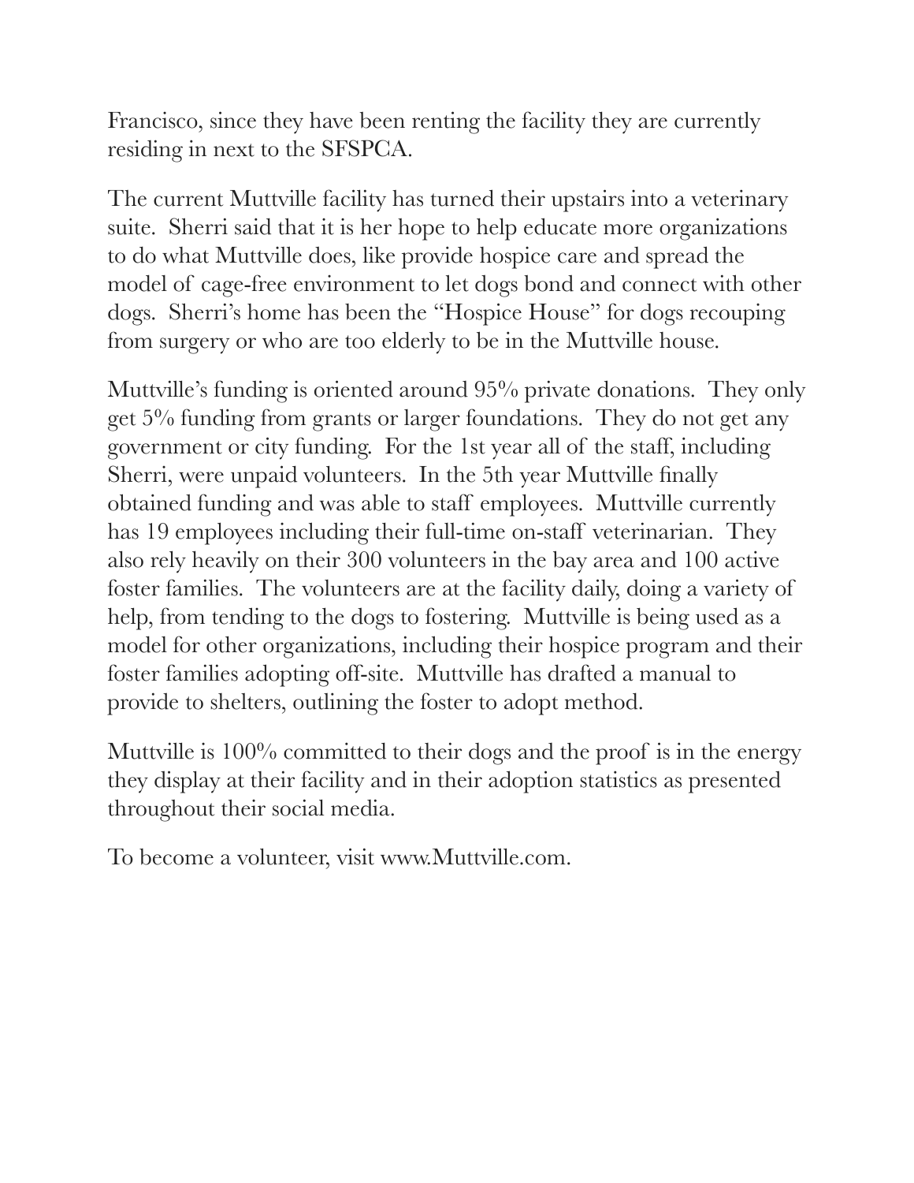Francisco, since they have been renting the facility they are currently residing in next to the SFSPCA.

The current Muttville facility has turned their upstairs into a veterinary suite. Sherri said that it is her hope to help educate more organizations to do what Muttville does, like provide hospice care and spread the model of cage-free environment to let dogs bond and connect with other dogs. Sherri's home has been the "Hospice House" for dogs recouping from surgery or who are too elderly to be in the Muttville house.

Muttville's funding is oriented around 95% private donations. They only get 5% funding from grants or larger foundations. They do not get any government or city funding. For the 1st year all of the staff, including Sherri, were unpaid volunteers. In the 5th year Muttville finally obtained funding and was able to staff employees. Muttville currently has 19 employees including their full-time on-staff veterinarian. They also rely heavily on their 300 volunteers in the bay area and 100 active foster families. The volunteers are at the facility daily, doing a variety of help, from tending to the dogs to fostering. Muttville is being used as a model for other organizations, including their hospice program and their foster families adopting off-site. Muttville has drafted a manual to provide to shelters, outlining the foster to adopt method.

Muttville is 100% committed to their dogs and the proof is in the energy they display at their facility and in their adoption statistics as presented throughout their social media.

To become a volunteer, visit www.Muttville.com.